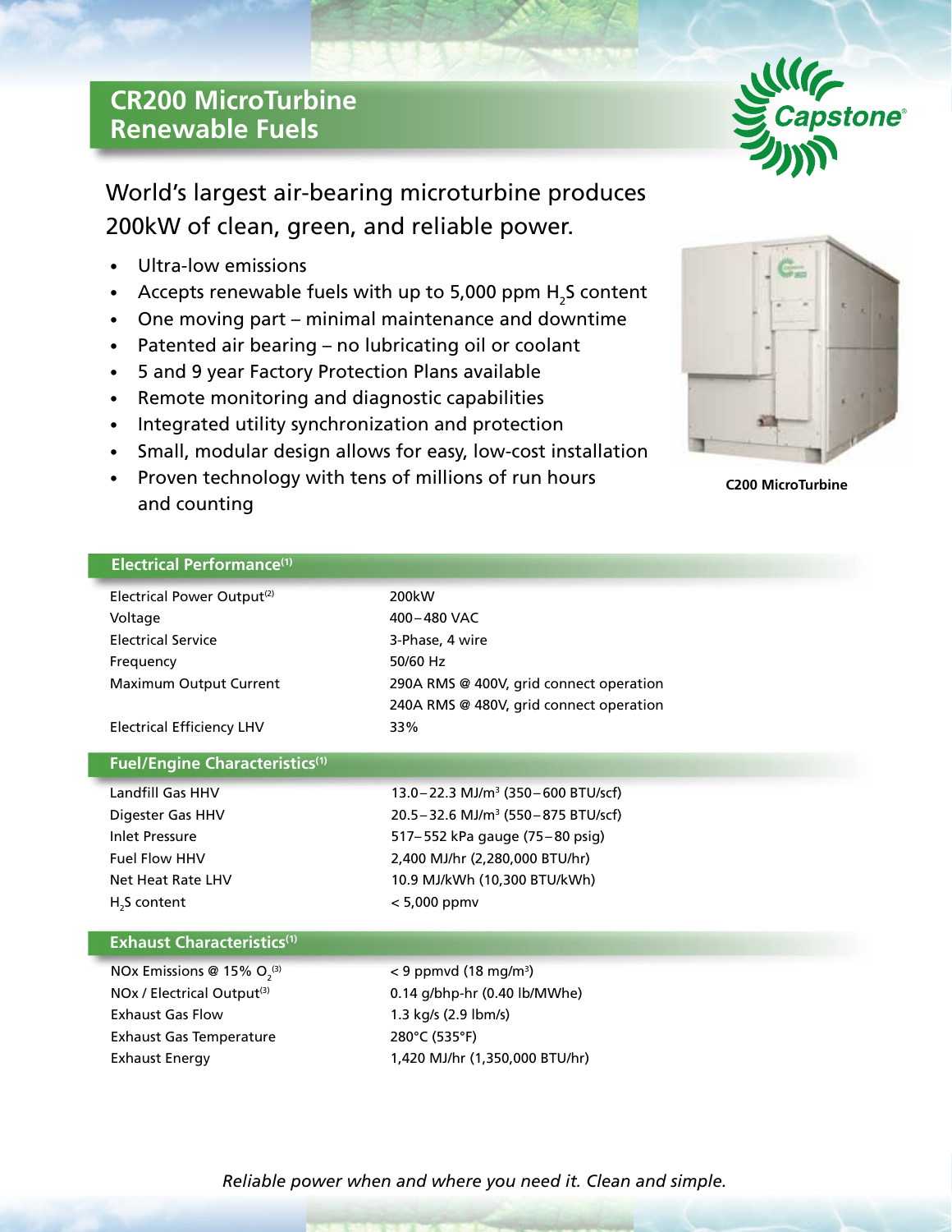# CR200 MicroTurbine Renewable Fuels

Capstone®

## World's largest air-bearing microturbine produces 200kW of clean, green, and reliable power.

- Ultra-low emissions
- Accepts renewable fuels with up to 5,000 ppm $H_2S$ content
- One moving part – minimal maintenance and downtime
- Patented air bearing – no lubricating oil or coolant
- 5 and 9 year Factory Protection Plans available
- Remote monitoring and diagnostic capabilities
- Integrated utility synchronization and protection
- Small, modular design allows for easy, low-cost installation
- Proven technology with tens of millions of run hours and counting

**C200 MicroTurbine**

### Electrical Performance[1]

| | |
|---|---|
| Electrical Power Output[2] | 200kW |
| Voltage | 400–480 VAC |
| Electrical Service | 3-Phase, 4 wire |
| Frequency | 50/60 Hz |
| Maximum Output Current | 290A RMS @ 400V, grid connect operation<br>240A RMS @ 480V, grid connect operation |
| Electrical Efficiency LHV | 33% |

### Fuel/Engine Characteristics[1]

| | |
|---|---|
| Landfill Gas HHV | 13.0–22.3 MJ/m³ (350–600 BTU/scf) |
| Digester Gas HHV | 20.5–32.6 MJ/m³ (550–875 BTU/scf) |
| Inlet Pressure | 517–552 kPa gauge (75–80 psig) |
| Fuel Flow HHV | 2,400 MJ/hr (2,280,000 BTU/hr) |
| Net Heat Rate LHV | 10.9 MJ/kWh (10,300 BTU/kWh) |
| $H_2S$ content | < 5,000 ppmv |

### Exhaust Characteristics[1]

| | |
|---|---|
| NOx Emissions @ 15% $O_2$[3] | < 9 ppmvd (18 mg/m³) |
| NOx / Electrical Output[3] | 0.14 g/bhp-hr (0.40 lb/MWhe) |
| Exhaust Gas Flow | 1.3 kg/s (2.9 lbm/s) |
| Exhaust Gas Temperature | 280°C (535°F) |
| Exhaust Energy | 1,420 MJ/hr (1,350,000 BTU/hr) |

*Reliable power when and where you need it. Clean and simple.*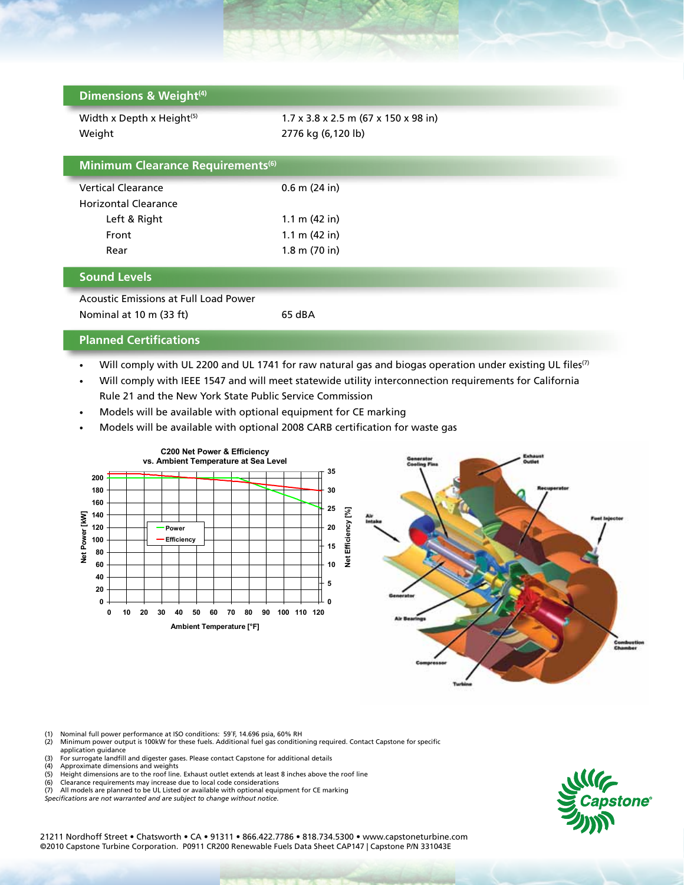## Dimensions & Weight[4]

| | |
|---|---|
| Width x Depth x Height[5] | 1.7 x 3.8 x 2.5 m (67 x 150 x 98 in) |
| Weight | 2776 kg (6,120 lb) |

## Minimum Clearance Requirements[6]

| | |
|---|---|
| Vertical Clearance | 0.6 m (24 in) |
| Horizontal Clearance | |
| Left & Right | 1.1 m (42 in) |
| Front | 1.1 m (42 in) |
| Rear | 1.8 m (70 in) |

## Sound Levels

| | |
|---|---|
| Acoustic Emissions at Full Load Power | |
| Nominal at 10 m (33 ft) | 65 dBA |

## Planned Certifications

- Will comply with UL 2200 and UL 1741 for raw natural gas and biogas operation under existing UL files[7]
- Will comply with IEEE 1547 and will meet statewide utility interconnection requirements for California Rule 21 and the New York State Public Service Commission
- Models will be available with optional equipment for CE marking
- Models will be available with optional 2008 CARB certification for waste gas

C200 Net Power & Efficiency
vs. Ambient Temperature at Sea Level

Net Power [kW]
0 20 40 60 80 100 120 140 160 180 200

Net Efficiency [%]
0 5 10 15 20 25 30 35

Ambient Temperature [°F]
0 10 20 30 40 50 60 70 80 90 100 110 120

Power
Efficiency

Generator Cooling Fins
Exhaust Outlet
Recuperator
Fuel Injector
Air Intake
Generator
Air Bearings
Combustion Chamber
Compressor
Turbine

(1) Nominal full power performance at ISO conditions: 59°F, 14.696 psia, 60% RH
(2) Minimum power output is 100kW for these fuels. Additional fuel gas conditioning required. Contact Capstone for specific application guidance
(3) For surrogate landfill and digester gases. Please contact Capstone for additional details
(4) Approximate dimensions and weights
(5) Height dimensions are to the roof line. Exhaust outlet extends at least 8 inches above the roof line
(6) Clearance requirements may increase due to local code considerations
(7) All models are planned to be UL Listed or available with optional equipment for CE marking

*Specifications are not warranted and are subject to change without notice.*

Capstone®

21211 Nordhoff Street • Chatsworth • CA • 91311 • 866.422.7786 • 818.734.5300 • www.capstoneturbine.com
©2010 Capstone Turbine Corporation. P0911 CR200 Renewable Fuels Data Sheet CAP147 | Capstone P/N 331043E